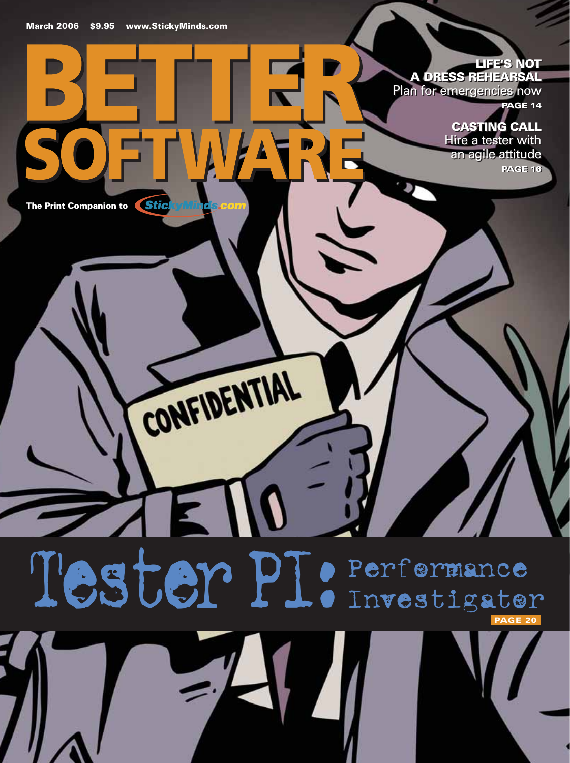March 2006 $9.95 www.StickyMinds.com

# BETTER SOFTWARE

The Print Companion to StickyMinds.com

**LIFE'S NOT A DRESS REHEARSAL**
Plan for emergencies now
**PAGE 14**

**CASTING CALL**
Hire a tester with an agile attitude
**PAGE 16**

CONFIDENTIAL

## Tester PI: Performance Investigator

**PAGE 20**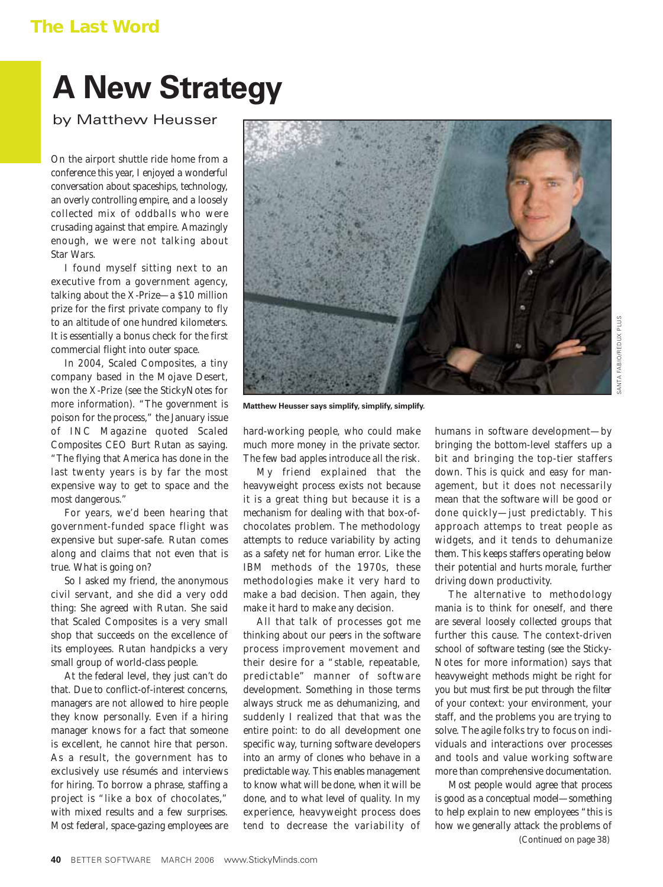## The Last Word

# A New Strategy

by Matthew Heusser

Matthew Heusser says simplify, simplify, simplify.

On the airport shuttle ride home from a conference this year, I enjoyed a wonderful conversation about spaceships, technology, an overly controlling empire, and a loosely collected mix of oddballs who were crusading against that empire. Amazingly enough, we were not talking about Star Wars.

I found myself sitting next to an executive from a government agency, talking about the X-Prize—a $10 million prize for the first private company to fly to an altitude of one hundred kilometers. It is essentially a bonus check for the first commercial flight into outer space.

In 2004, Scaled Composites, a tiny company based in the Mojave Desert, won the X-Prize (see the StickyNotes for more information). "The government is poison for the process," the January issue of INC Magazine quoted Scaled Composites CEO Burt Rutan as saying. "The flying that America has done in the last twenty years is by far the most expensive way to get to space and the most dangerous."

For years, we'd been hearing that government-funded space flight was expensive but super-safe. Rutan comes along and claims that not even that is true. What is going on?

So I asked my friend, the anonymous civil servant, and she did a very odd thing: She agreed with Rutan. She said that Scaled Composites is a very small shop that succeeds on the excellence of its employees. Rutan handpicks a very small group of world-class people.

At the federal level, they just can't do that. Due to conflict-of-interest concerns, managers are not allowed to hire people they know personally. Even if a hiring manager knows for a fact that someone is excellent, he cannot hire that person. As a result, the government has to exclusively use résumés and interviews for hiring. To borrow a phrase, staffing a project is "like a box of chocolates," with mixed results and a few surprises. Most federal, space-gazing employees are hard-working people, who could make much more money in the private sector. The few bad apples introduce all the risk.

My friend explained that the heavyweight process exists not because it is a great thing but because it is a mechanism for dealing with that box-of-chocolates problem. The methodology attempts to reduce variability by acting as a safety net for human error. Like the IBM methods of the 1970s, these methodologies make it very hard to make a bad decision. Then again, they make it hard to make any decision.

All that talk of processes got me thinking about our peers in the software process improvement movement and their desire for a "stable, repeatable, predictable" manner of software development. Something in those terms always struck me as dehumanizing, and suddenly I realized that that was the entire point: to do all development one specific way, turning software developers into an army of clones who behave in a predictable way. This enables management to know what will be done, when it will be done, and to what level of quality. In my experience, heavyweight process does tend to decrease the variability of humans in software development—by bringing the bottom-level staffers up a bit and bringing the top-tier staffers down. This is quick and easy for management, but it does not necessarily mean that the software will be good or done quickly—just predictably. This approach attemps to treat people as widgets, and it tends to dehumanize them. This keeps staffers operating below their potential and hurts morale, further driving down productivity.

The alternative to methodology mania is to think for oneself, and there are several loosely collected groups that further this cause. The context-driven school of software testing (see the StickyNotes for more information) says that heavyweight methods might be right for you but must first be put through the filter of your context: your environment, your staff, and the problems you are trying to solve. The agile folks try to focus on individuals and interactions over processes and tools and value working software more than comprehensive documentation.

Most people would agree that process is good as a conceptual model—something to help explain to new employees "this is how we generally attack the problems of

(Continued on page 38)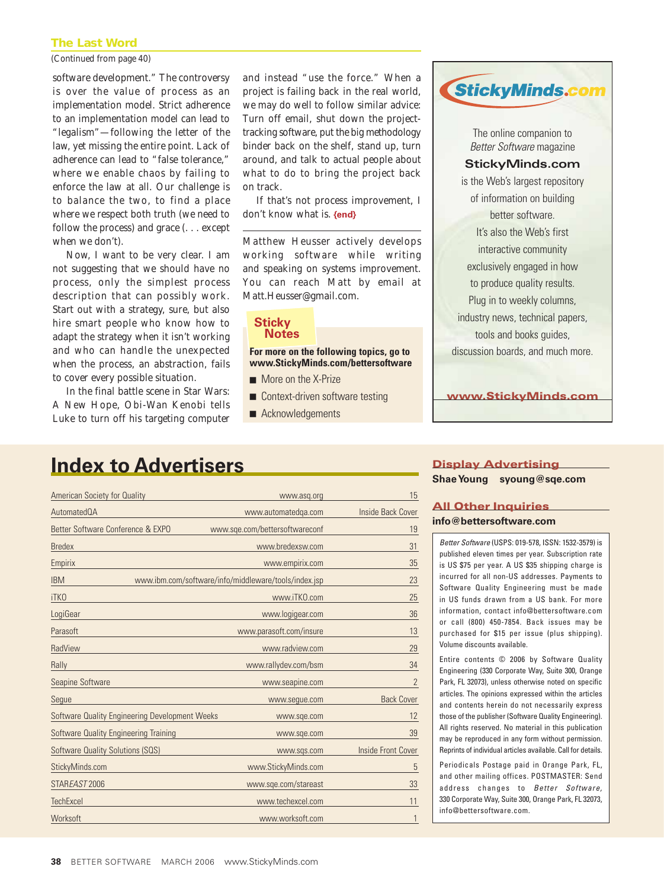## The Last Word

(Continued from page 40)

software development." The controversy is over the value of process as an implementation model. Strict adherence to an implementation model can lead to "legalism"—following the letter of the law, yet missing the entire point. Lack of adherence can lead to "false tolerance," where we enable chaos by failing to enforce the law at all. Our challenge is to balance the two, to find a place where we respect both truth (we need to follow the process) and grace (. . . except when we don't).

Now, I want to be very clear. I am not suggesting that we should have no process, only the simplest process description that can possibly work. Start out with a strategy, sure, but also hire smart people who know how to adapt the strategy when it isn't working and who can handle the unexpected when the process, an abstraction, fails to cover every possible situation.

In the final battle scene in Star Wars: A New Hope, Obi-Wan Kenobi tells Luke to turn off his targeting computer and instead "use the force." When a project is failing back in the real world, we may do well to follow similar advice: Turn off email, shut down the project-tracking software, put the big methodology binder back on the shelf, stand up, turn around, and talk to actual people about what to do to bring the project back on track.

If that's not process improvement, I don't know what is. **{end}**

---

Matthew Heusser actively develops working software while writing and speaking on systems improvement. You can reach Matt by email at Matt.Heusser@gmail.com.

**Sticky Notes**

**For more on the following topics, go to www.StickyMinds.com/bettersoftware**

- More on the X-Prize
- Context-driven software testing
- Acknowledgements

**StickyMinds.com**

The online companion to *Better Software* magazine

**StickyMinds.com**

is the Web's largest repository of information on building better software. It's also the Web's first interactive community exclusively engaged in how to produce quality results. Plug in to weekly columns, industry news, technical papers, tools and books guides, discussion boards, and much more.

**www.StickyMinds.com**

# Index to Advertisers

| | | |
|---|---|---|
| American Society for Quality | www.asq.org | 15 |
| AutomatedQA | www.automatedqa.com | Inside Back Cover |
| Better Software Conference & EXPO | www.sqe.com/bettersoftwareconf | 19 |
| Bredex | www.bredexsw.com | 31 |
| Empirix | www.empirix.com | 35 |
| IBM | www.ibm.com/software/info/middleware/tools/index.jsp | 23 |
| iTKO | www.iTKO.com | 25 |
| LogiGear | www.logigear.com | 36 |
| Parasoft | www.parasoft.com/insure | 13 |
| RadView | www.radview.com | 29 |
| Rally | www.rallydev.com/bsm | 34 |
| Seapine Software | www.seapine.com | 2 |
| Segue | www.segue.com | Back Cover |
| Software Quality Engineering Development Weeks | www.sqe.com | 12 |
| Software Quality Engineering Training | www.sqe.com | 39 |
| Software Quality Solutions (SQS) | www.sqs.com | Inside Front Cover |
| StickyMinds.com | www.StickyMinds.com | 5 |
| STAR*EAST* 2006 | www.sqe.com/stareast | 33 |
| TechExcel | www.techexcel.com | 11 |
| Worksoft | www.worksoft.com | 1 |

**Display Advertising**

**Shae Young** **syoung@sqe.com**

**All Other Inquiries**

**info@bettersoftware.com**

*Better Software* (USPS: 019-578, ISSN: 1532-3579) is published eleven times per year. Subscription rate is US $75 per year. A US $35 shipping charge is incurred for all non-US addresses. Payments to Software Quality Engineering must be made in US funds drawn from a US bank. For more information, contact info@bettersoftware.com or call (800) 450-7854. Back issues may be purchased for $15 per issue (plus shipping). Volume discounts available.

Entire contents © 2006 by Software Quality Engineering (330 Corporate Way, Suite 300, Orange Park, FL 32073), unless otherwise noted on specific articles. The opinions expressed within the articles and contents herein do not necessarily express those of the publisher (Software Quality Engineering). All rights reserved. No material in this publication may be reproduced in any form without permission. Reprints of individual articles available. Call for details.

Periodicals Postage paid in Orange Park, FL, and other mailing offices. POSTMASTER: Send address changes to *Better Software*, 330 Corporate Way, Suite 300, Orange Park, FL 32073, info@bettersoftware.com.